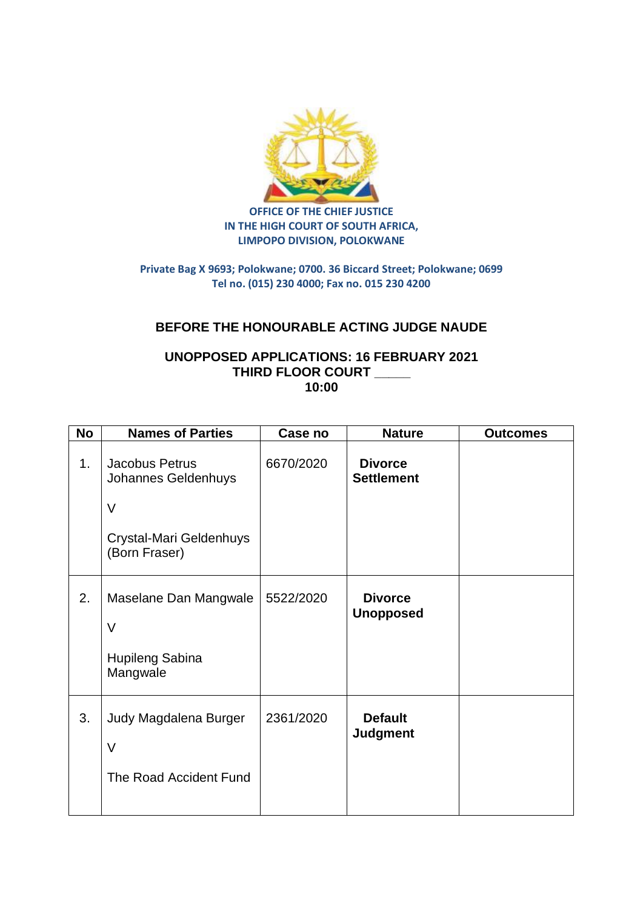**OFFICE OF THE CHIEF JUSTICE**
**IN THE HIGH COURT OF SOUTH AFRICA,**
**LIMPOPO DIVISION, POLOKWANE**

**Private Bag X 9693; Polokwane; 0700. 36 Biccard Street; Polokwane; 0699**
**Tel no. (015) 230 4000; Fax no. 015 230 4200**

## BEFORE THE HONOURABLE ACTING JUDGE NAUDE

### UNOPPOSED APPLICATIONS: 16 FEBRUARY 2021
### THIRD FLOOR COURT _____
### 10:00

| No | Names of Parties | Case no | Nature | Outcomes |
|---|---|---|---|---|
| 1. | Jacobus Petrus Johannes Geldenhuys<br><br>V<br><br>Crystal-Mari Geldenhuys (Born Fraser) | 6670/2020 | **Divorce Settlement** | |
| 2. | Maselane Dan Mangwale<br><br>V<br><br>Hupileng Sabina Mangwale | 5522/2020 | **Divorce Unopposed** | |
| 3. | Judy Magdalena Burger<br><br>V<br><br>The Road Accident Fund | 2361/2020 | **Default Judgment** | |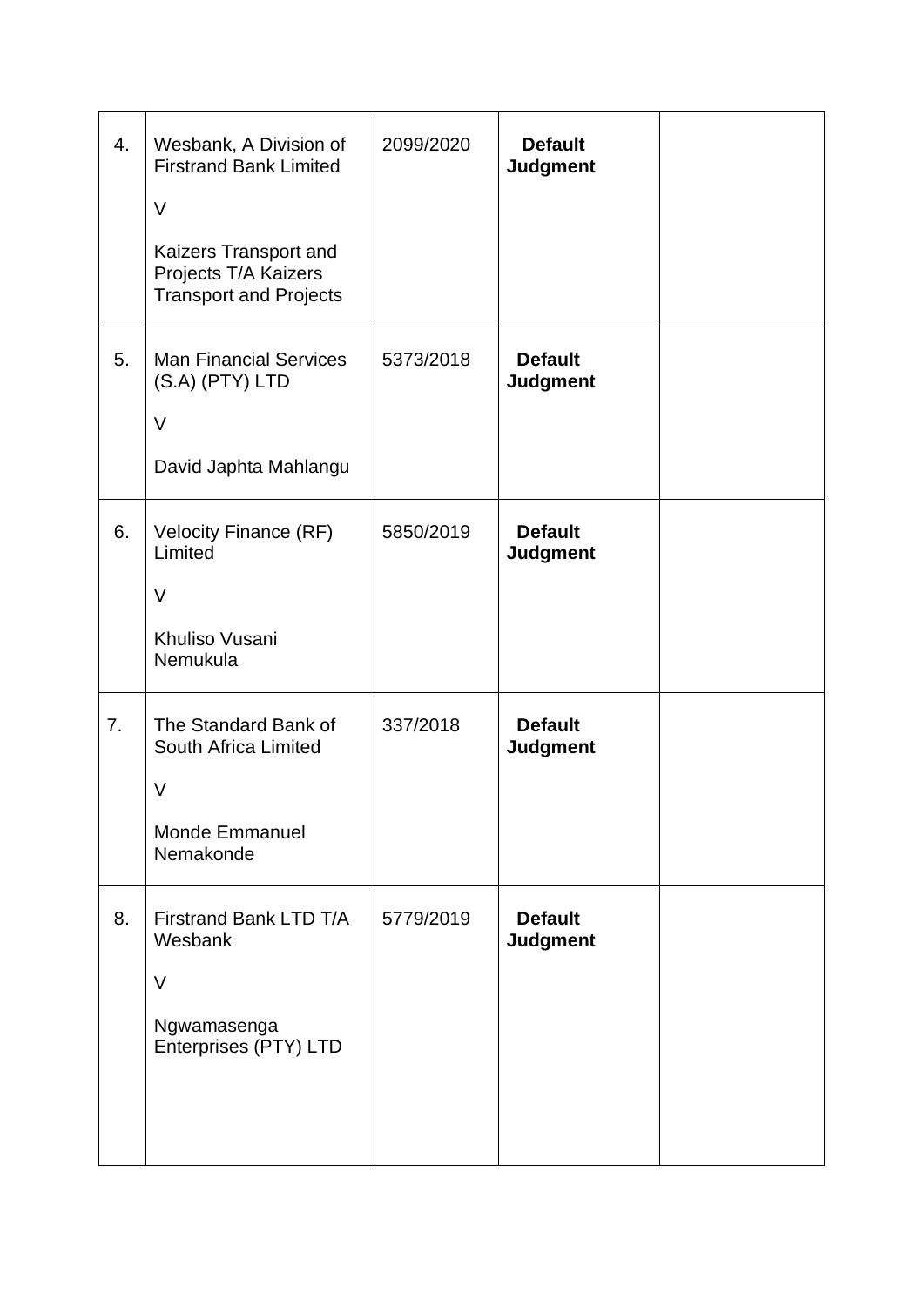| | | | | |
|---|---|---|---|---|
| 4. | Wesbank, A Division of Firstrand Bank Limited<br><br>V<br><br>Kaizers Transport and Projects T/A Kaizers Transport and Projects | 2099/2020 | **Default Judgment** | |
| 5. | Man Financial Services (S.A) (PTY) LTD<br><br>V<br><br>David Japhta Mahlangu | 5373/2018 | **Default Judgment** | |
| 6. | Velocity Finance (RF) Limited<br><br>V<br><br>Khuliso Vusani Nemukula | 5850/2019 | **Default Judgment** | |
| 7. | The Standard Bank of South Africa Limited<br><br>V<br><br>Monde Emmanuel Nemakonde | 337/2018 | **Default Judgment** | |
| 8. | Firstrand Bank LTD T/A Wesbank<br><br>V<br><br>Ngwamasenga Enterprises (PTY) LTD | 5779/2019 | **Default Judgment** | |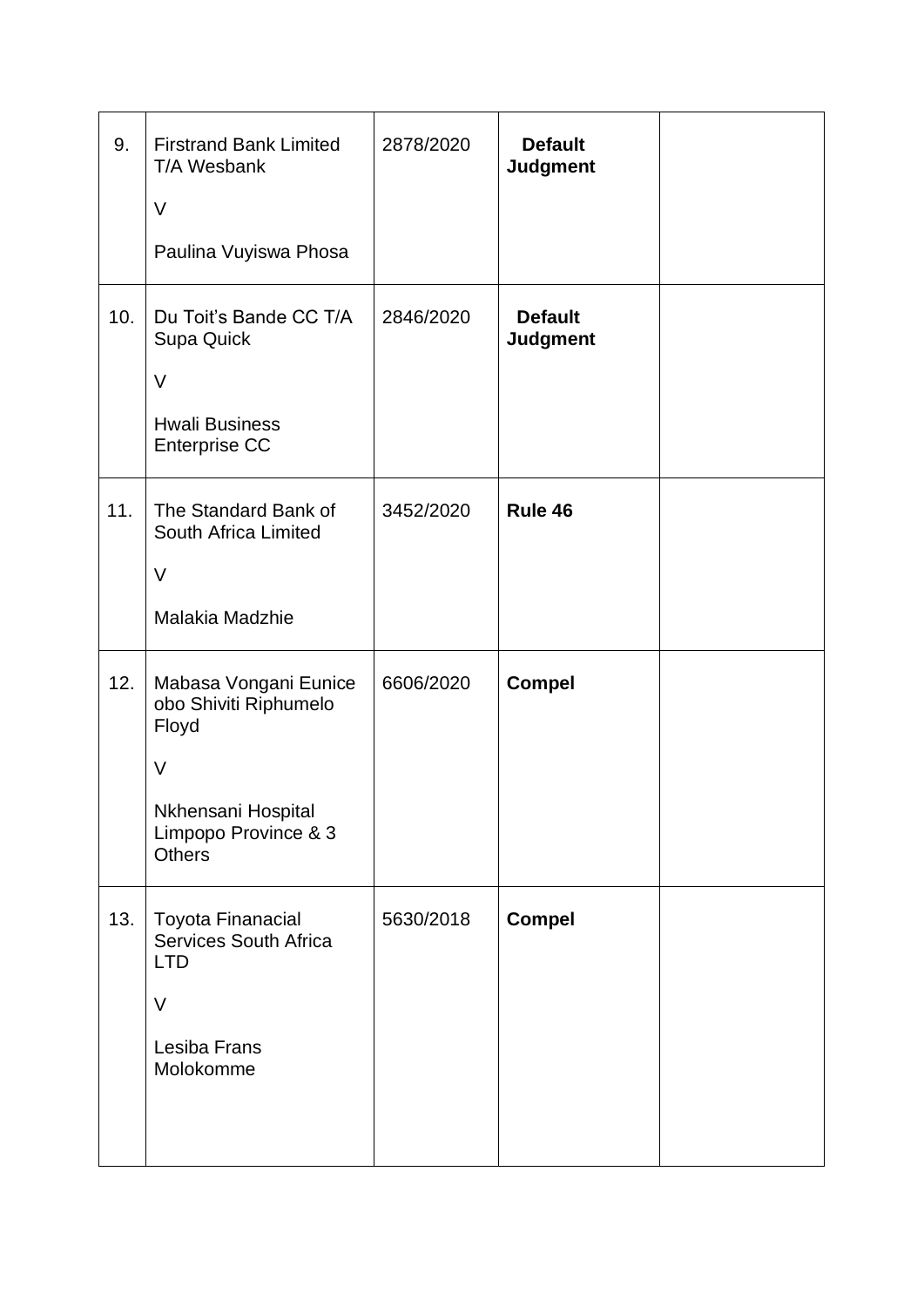| | | | | |
|---|---|---|---|---|
| 9. | Firstrand Bank Limited T/A Wesbank<br><br>V<br><br>Paulina Vuyiswa Phosa | 2878/2020 | **Default Judgment** | |
| 10. | Du Toit's Bande CC T/A Supa Quick<br><br>V<br><br>Hwali Business Enterprise CC | 2846/2020 | **Default Judgment** | |
| 11. | The Standard Bank of South Africa Limited<br><br>V<br><br>Malakia Madzhie | 3452/2020 | **Rule 46** | |
| 12. | Mabasa Vongani Eunice obo Shiviti Riphumelo Floyd<br><br>V<br><br>Nkhensani Hospital Limpopo Province & 3 Others | 6606/2020 | **Compel** | |
| 13. | Toyota Finanacial Services South Africa LTD<br><br>V<br><br>Lesiba Frans Molokomme | 5630/2018 | **Compel** | |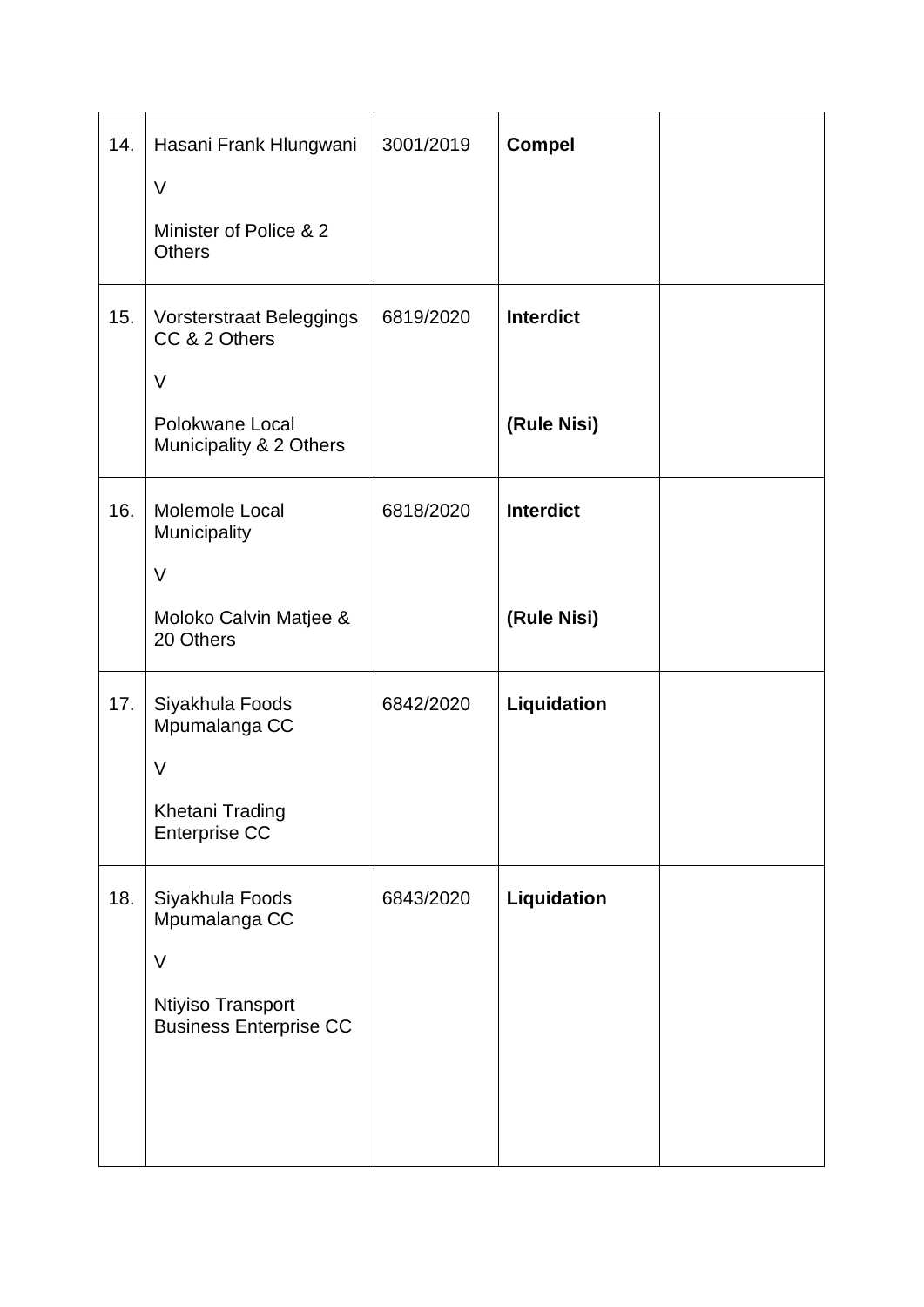| | | | | |
|---|---|---|---|---|
| 14. | Hasani Frank Hlungwani<br><br>V<br><br>Minister of Police & 2 Others | 3001/2019 | **Compel** | |
| 15. | Vorsterstraat Beleggings CC & 2 Others<br><br>V<br><br>Polokwane Local Municipality & 2 Others | 6819/2020 | **Interdict**<br><br>**(Rule Nisi)** | |
| 16. | Molemole Local Municipality<br><br>V<br><br>Moloko Calvin Matjee & 20 Others | 6818/2020 | **Interdict**<br><br>**(Rule Nisi)** | |
| 17. | Siyakhula Foods Mpumalanga CC<br><br>V<br><br>Khetani Trading Enterprise CC | 6842/2020 | **Liquidation** | |
| 18. | Siyakhula Foods Mpumalanga CC<br><br>V<br><br>Ntiyiso Transport Business Enterprise CC | 6843/2020 | **Liquidation** | |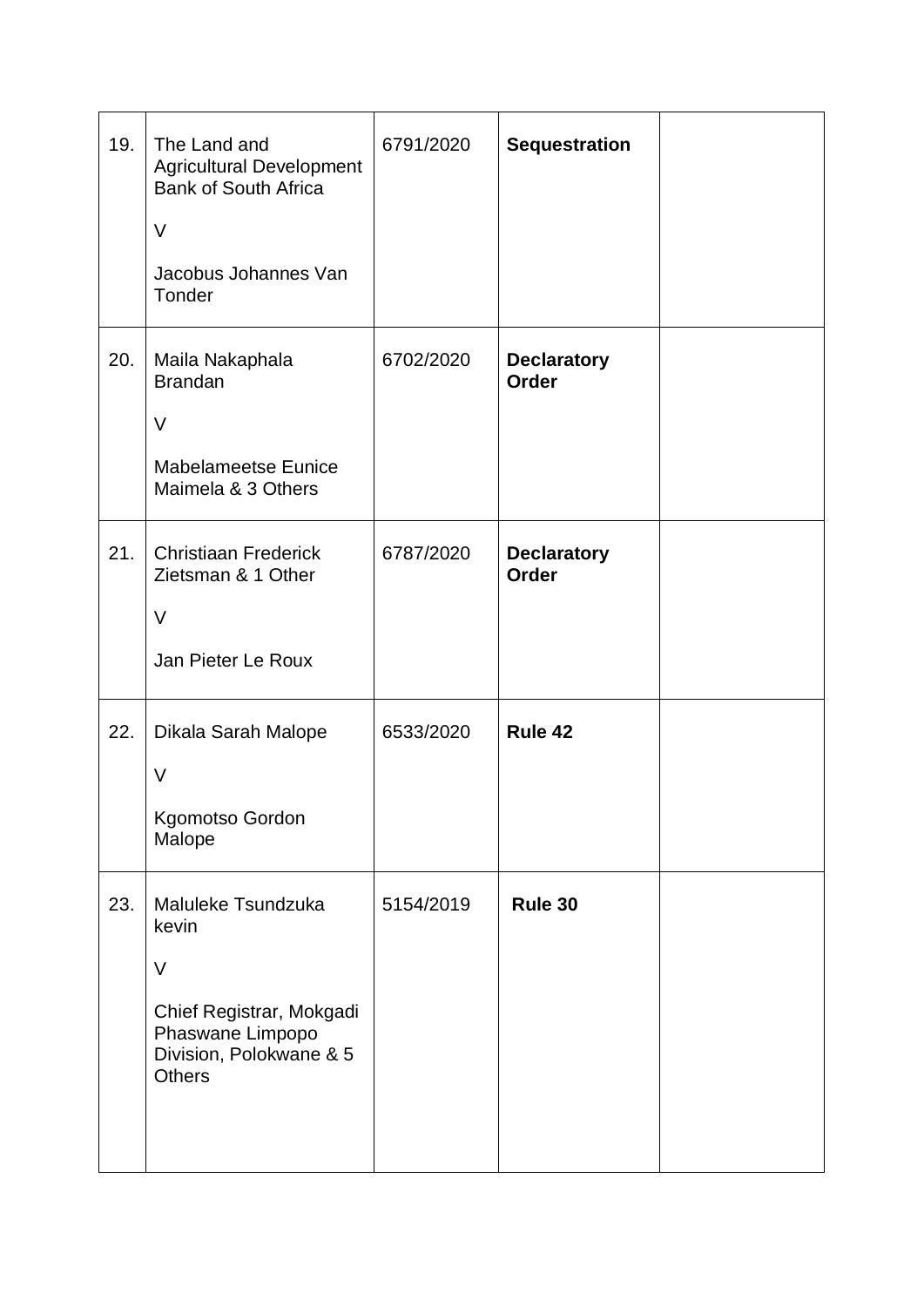| | | | | |
|---|---|---|---|---|
| 19. | The Land and Agricultural Development Bank of South Africa<br><br>V<br><br>Jacobus Johannes Van Tonder | 6791/2020 | **Sequestration** | |
| 20. | Maila Nakaphala Brandan<br><br>V<br><br>Mabelameetse Eunice Maimela & 3 Others | 6702/2020 | **Declaratory Order** | |
| 21. | Christiaan Frederick Zietsman & 1 Other<br><br>V<br><br>Jan Pieter Le Roux | 6787/2020 | **Declaratory Order** | |
| 22. | Dikala Sarah Malope<br><br>V<br><br>Kgomotso Gordon Malope | 6533/2020 | **Rule 42** | |
| 23. | Maluleke Tsundzuka kevin<br><br>V<br><br>Chief Registrar, Mokgadi Phaswane Limpopo Division, Polokwane & 5 Others | 5154/2019 | **Rule 30** | |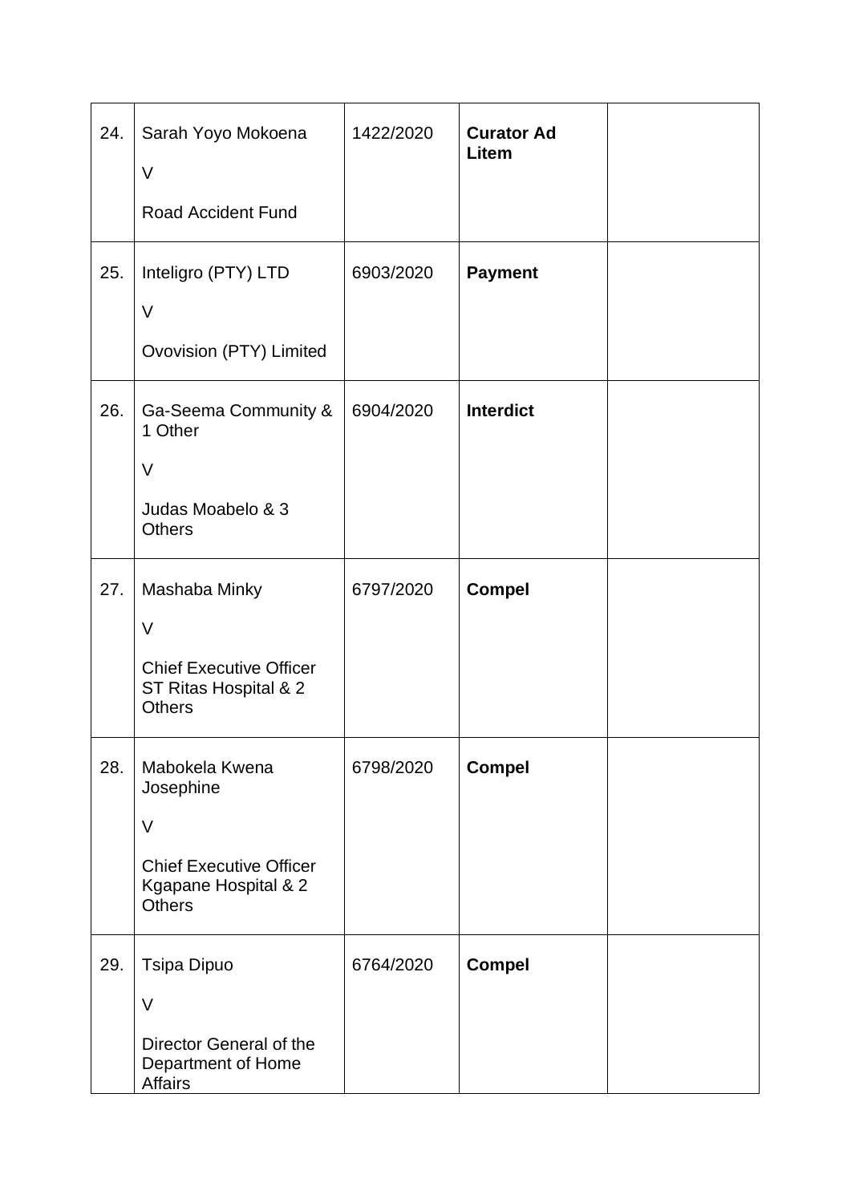| | | | | |
|---|---|---|---|---|
| 24. | Sarah Yoyo Mokoena<br><br>V<br><br>Road Accident Fund | 1422/2020 | **Curator Ad Litem** | |
| 25. | Inteligro (PTY) LTD<br><br>V<br><br>Ovovision (PTY) Limited | 6903/2020 | **Payment** | |
| 26. | Ga-Seema Community & 1 Other<br><br>V<br><br>Judas Moabelo & 3 Others | 6904/2020 | **Interdict** | |
| 27. | Mashaba Minky<br><br>V<br><br>Chief Executive Officer ST Ritas Hospital & 2 Others | 6797/2020 | **Compel** | |
| 28. | Mabokela Kwena Josephine<br><br>V<br><br>Chief Executive Officer Kgapane Hospital & 2 Others | 6798/2020 | **Compel** | |
| 29. | Tsipa Dipuo<br><br>V<br><br>Director General of the Department of Home Affairs | 6764/2020 | **Compel** | |